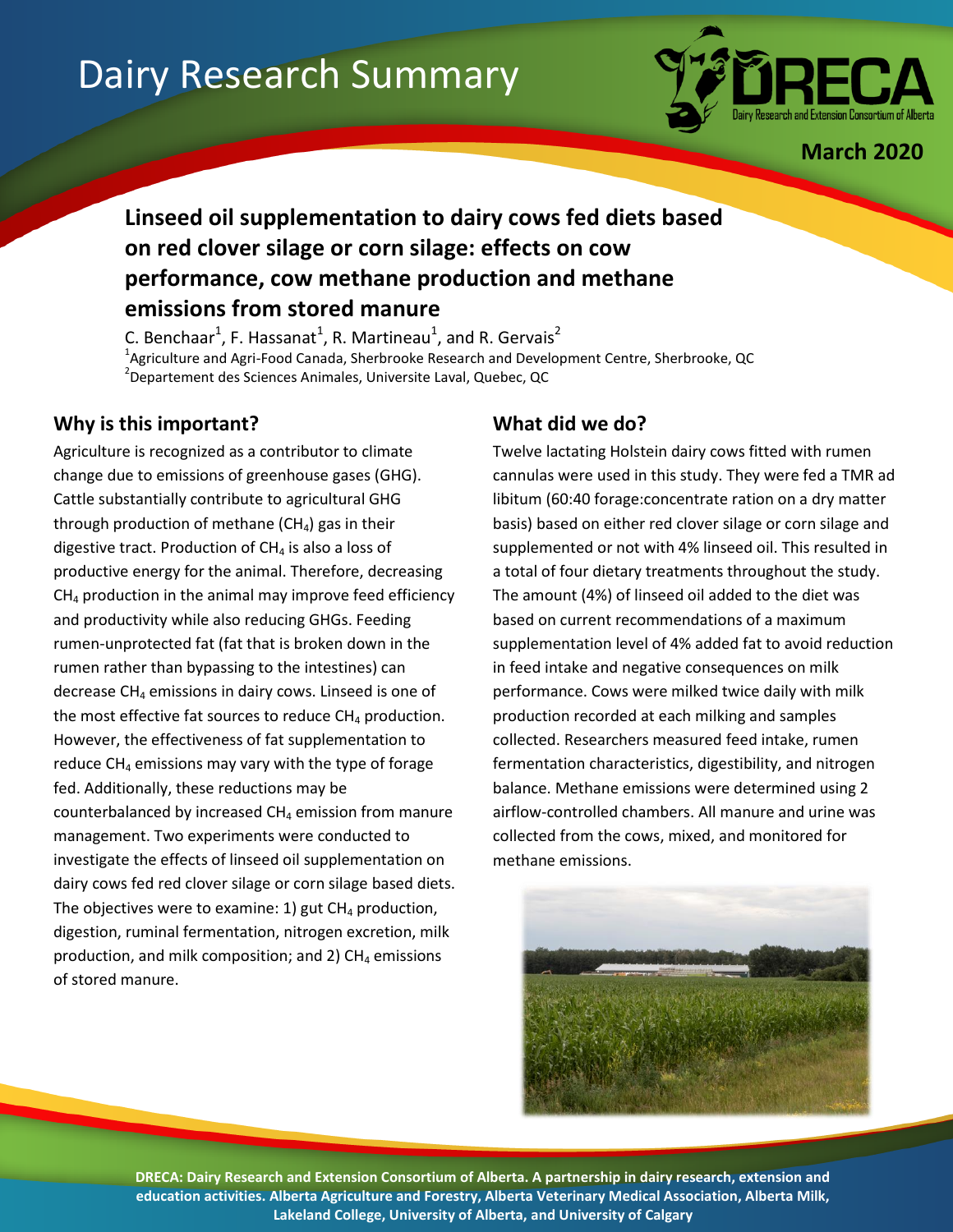# Dairy Research Summary

March 2020

## Linseed oil supplementation to dairy cows fed diets based on red clover silage or corn silage: effects on cow performance, cow methane production and methane emissions from stored manure

C. Benchaar[1], F. Hassanat[1], R. Martineau[1], and R. Gervais[2]

[1]Agriculture and Agri-Food Canada, Sherbrooke Research and Development Centre, Sherbrooke, QC

[2]Departement des Sciences Animales, Universite Laval, Quebec, QC

### Why is this important?

Agriculture is recognized as a contributor to climate change due to emissions of greenhouse gases (GHG). Cattle substantially contribute to agricultural GHG through production of methane ($CH_4$) gas in their digestive tract. Production of $CH_4$ is also a loss of productive energy for the animal. Therefore, decreasing $CH_4$ production in the animal may improve feed efficiency and productivity while also reducing GHGs. Feeding rumen-unprotected fat (fat that is broken down in the rumen rather than bypassing to the intestines) can decrease $CH_4$ emissions in dairy cows. Linseed is one of the most effective fat sources to reduce $CH_4$ production. However, the effectiveness of fat supplementation to reduce $CH_4$ emissions may vary with the type of forage fed. Additionally, these reductions may be counterbalanced by increased $CH_4$ emission from manure management. Two experiments were conducted to investigate the effects of linseed oil supplementation on dairy cows fed red clover silage or corn silage based diets. The objectives were to examine: 1) gut $CH_4$ production, digestion, ruminal fermentation, nitrogen excretion, milk production, and milk composition; and 2) $CH_4$ emissions of stored manure.

### What did we do?

Twelve lactating Holstein dairy cows fitted with rumen cannulas were used in this study. They were fed a TMR ad libitum (60:40 forage:concentrate ration on a dry matter basis) based on either red clover silage or corn silage and supplemented or not with 4% linseed oil. This resulted in a total of four dietary treatments throughout the study. The amount (4%) of linseed oil added to the diet was based on current recommendations of a maximum supplementation level of 4% added fat to avoid reduction in feed intake and negative consequences on milk performance. Cows were milked twice daily with milk production recorded at each milking and samples collected. Researchers measured feed intake, rumen fermentation characteristics, digestibility, and nitrogen balance. Methane emissions were determined using 2 airflow-controlled chambers. All manure and urine was collected from the cows, mixed, and monitored for methane emissions.

DRECA: Dairy Research and Extension Consortium of Alberta. A partnership in dairy research, extension and education activities. Alberta Agriculture and Forestry, Alberta Veterinary Medical Association, Alberta Milk, Lakeland College, University of Alberta, and University of Calgary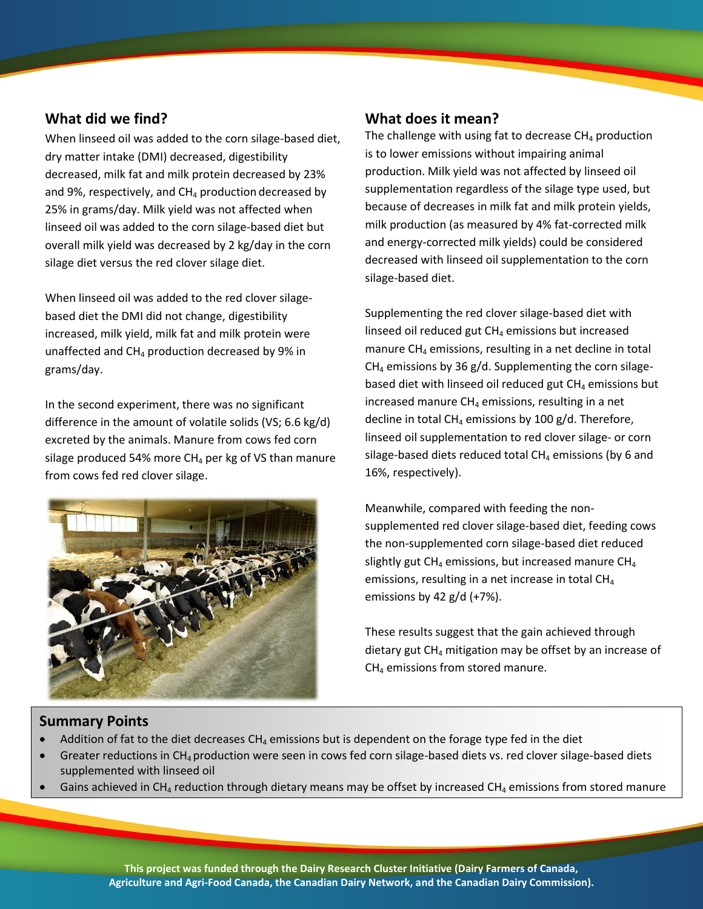## What did we find?

When linseed oil was added to the corn silage-based diet, dry matter intake (DMI) decreased, digestibility decreased, milk fat and milk protein decreased by 23% and 9%, respectively, and $CH_4$ production decreased by 25% in grams/day. Milk yield was not affected when linseed oil was added to the corn silage-based diet but overall milk yield was decreased by 2 kg/day in the corn silage diet versus the red clover silage diet.

When linseed oil was added to the red clover silage-based diet the DMI did not change, digestibility increased, milk yield, milk fat and milk protein were unaffected and $CH_4$ production decreased by 9% in grams/day.

In the second experiment, there was no significant difference in the amount of volatile solids (VS; 6.6 kg/d) excreted by the animals. Manure from cows fed corn silage produced 54% more $CH_4$ per kg of VS than manure from cows fed red clover silage.

## What does it mean?

The challenge with using fat to decrease $CH_4$ production is to lower emissions without impairing animal production. Milk yield was not affected by linseed oil supplementation regardless of the silage type used, but because of decreases in milk fat and milk protein yields, milk production (as measured by 4% fat-corrected milk and energy-corrected milk yields) could be considered decreased with linseed oil supplementation to the corn silage-based diet.

Supplementing the red clover silage-based diet with linseed oil reduced gut $CH_4$ emissions but increased manure $CH_4$ emissions, resulting in a net decline in total $CH_4$ emissions by 36 g/d. Supplementing the corn silage-based diet with linseed oil reduced gut $CH_4$ emissions but increased manure $CH_4$ emissions, resulting in a net decline in total $CH_4$ emissions by 100 g/d. Therefore, linseed oil supplementation to red clover silage- or corn silage-based diets reduced total $CH_4$ emissions (by 6 and 16%, respectively).

Meanwhile, compared with feeding the non-supplemented red clover silage-based diet, feeding cows the non-supplemented corn silage-based diet reduced slightly gut $CH_4$ emissions, but increased manure $CH_4$ emissions, resulting in a net increase in total $CH_4$ emissions by 42 g/d (+7%).

These results suggest that the gain achieved through dietary gut $CH_4$ mitigation may be offset by an increase of $CH_4$ emissions from stored manure.

## Summary Points

- Addition of fat to the diet decreases $CH_4$ emissions but is dependent on the forage type fed in the diet
- Greater reductions in $CH_4$ production were seen in cows fed corn silage-based diets vs. red clover silage-based diets supplemented with linseed oil
- Gains achieved in $CH_4$ reduction through dietary means may be offset by increased $CH_4$ emissions from stored manure

**This project was funded through the Dairy Research Cluster Initiative (Dairy Farmers of Canada, Agriculture and Agri-Food Canada, the Canadian Dairy Network, and the Canadian Dairy Commission).**